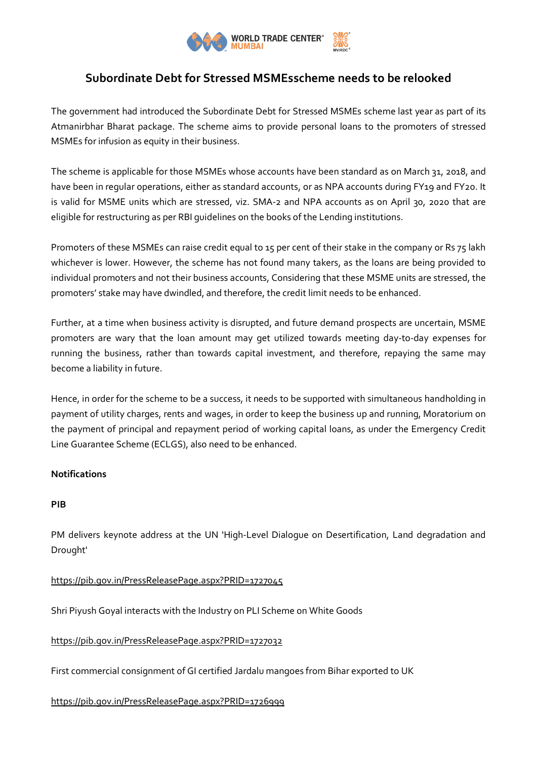# Subordinate Debt for Stressed MSMEsscheme needs to be relooked

The government had introduced the Subordinate Debt for Stressed MSMEs scheme last year as part of its Atmanirbhar Bharat package. The scheme aims to provide personal loans to the promoters of stressed MSMEs for infusion as equity in their business.

The scheme is applicable for those MSMEs whose accounts have been standard as on March 31, 2018, and have been in regular operations, either as standard accounts, or as NPA accounts during FY19 and FY20. It is valid for MSME units which are stressed, viz. SMA-2 and NPA accounts as on April 30, 2020 that are eligible for restructuring as per RBI guidelines on the books of the Lending institutions.

Promoters of these MSMEs can raise credit equal to 15 per cent of their stake in the company or Rs 75 lakh whichever is lower. However, the scheme has not found many takers, as the loans are being provided to individual promoters and not their business accounts, Considering that these MSME units are stressed, the promoters' stake may have dwindled, and therefore, the credit limit needs to be enhanced.

Further, at a time when business activity is disrupted, and future demand prospects are uncertain, MSME promoters are wary that the loan amount may get utilized towards meeting day-to-day expenses for running the business, rather than towards capital investment, and therefore, repaying the same may become a liability in future.

Hence, in order for the scheme to be a success, it needs to be supported with simultaneous handholding in payment of utility charges, rents and wages, in order to keep the business up and running, Moratorium on the payment of principal and repayment period of working capital loans, as under the Emergency Credit Line Guarantee Scheme (ECLGS), also need to be enhanced.

**Notifications**

**PIB**

PM delivers keynote address at the UN 'High-Level Dialogue on Desertification, Land degradation and Drought'

https://pib.gov.in/PressReleasePage.aspx?PRID=1727045

Shri Piyush Goyal interacts with the Industry on PLI Scheme on White Goods

https://pib.gov.in/PressReleasePage.aspx?PRID=1727032

First commercial consignment of GI certified Jardalu mangoes from Bihar exported to UK

https://pib.gov.in/PressReleasePage.aspx?PRID=1726999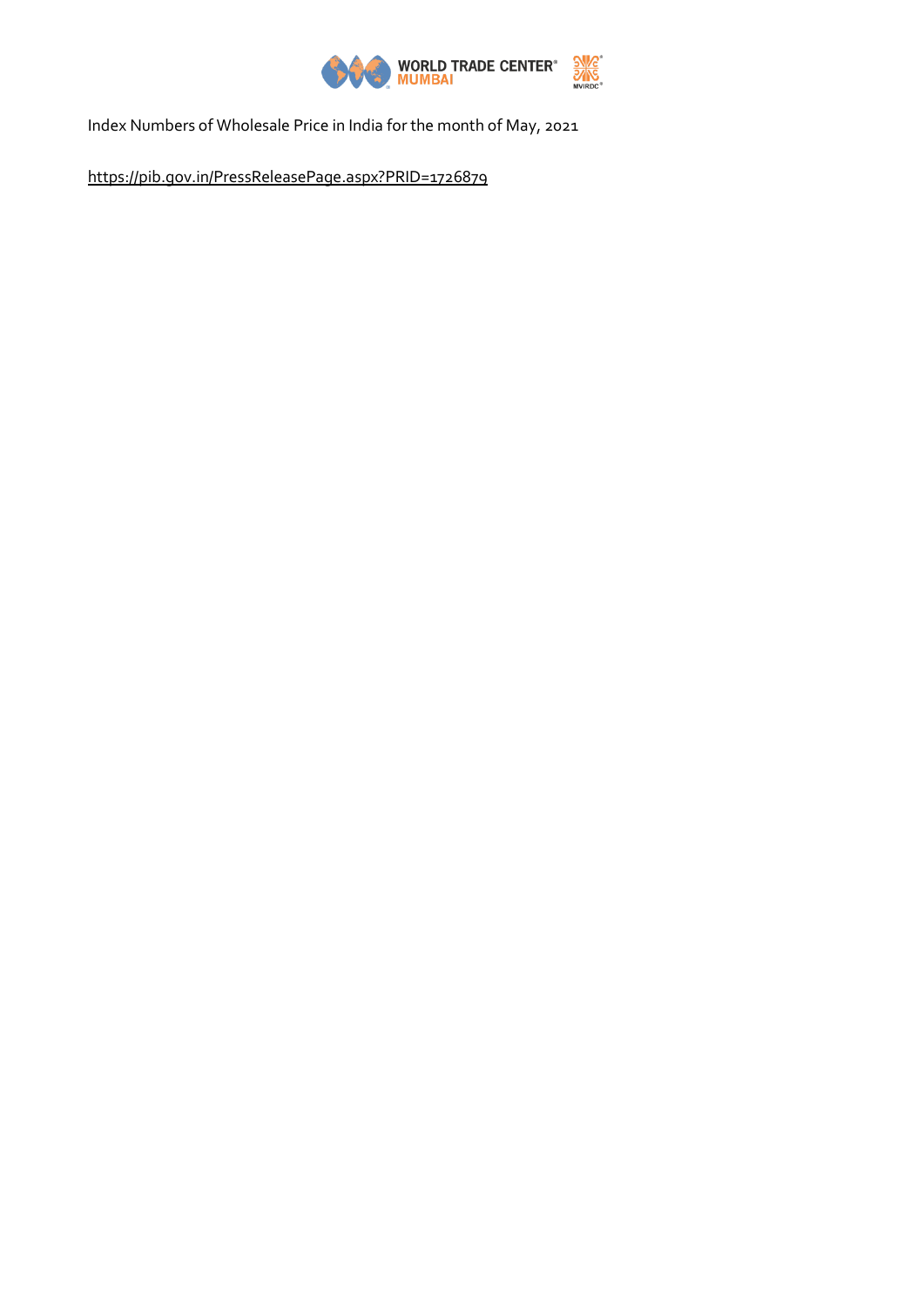Index Numbers of Wholesale Price in India for the month of May, 2021

https://pib.gov.in/PressReleasePage.aspx?PRID=1726879